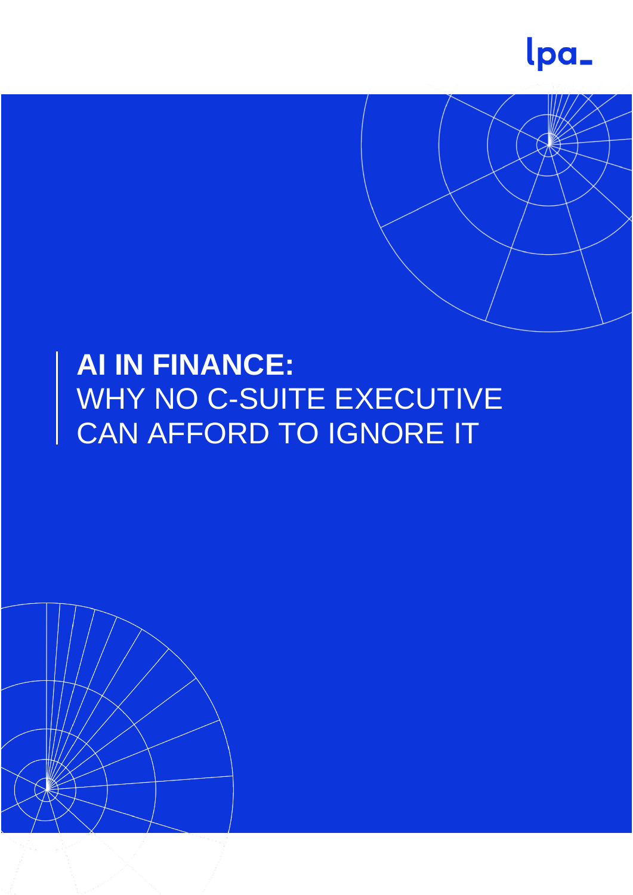lpa_

# AI IN FINANCE:
## WHY NO C-SUITE EXECUTIVE CAN AFFORD TO IGNORE IT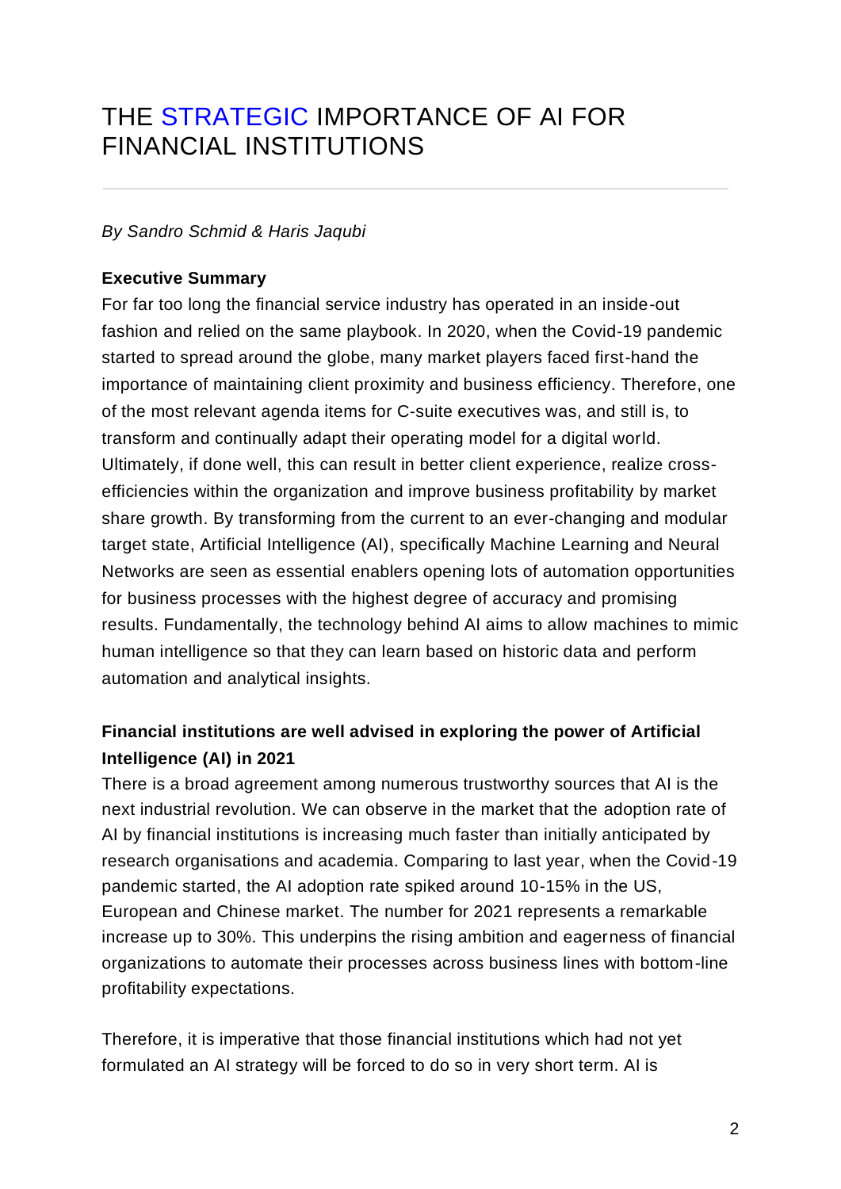# THE STRATEGIC IMPORTANCE OF AI FOR FINANCIAL INSTITUTIONS

*By Sandro Schmid & Haris Jaqubi*

**Executive Summary**

For far too long the financial service industry has operated in an inside-out fashion and relied on the same playbook. In 2020, when the Covid-19 pandemic started to spread around the globe, many market players faced first-hand the importance of maintaining client proximity and business efficiency. Therefore, one of the most relevant agenda items for C-suite executives was, and still is, to transform and continually adapt their operating model for a digital world. Ultimately, if done well, this can result in better client experience, realize cross-efficiencies within the organization and improve business profitability by market share growth. By transforming from the current to an ever-changing and modular target state, Artificial Intelligence (AI), specifically Machine Learning and Neural Networks are seen as essential enablers opening lots of automation opportunities for business processes with the highest degree of accuracy and promising results. Fundamentally, the technology behind AI aims to allow machines to mimic human intelligence so that they can learn based on historic data and perform automation and analytical insights.

## Financial institutions are well advised in exploring the power of Artificial Intelligence (AI) in 2021

There is a broad agreement among numerous trustworthy sources that AI is the next industrial revolution. We can observe in the market that the adoption rate of AI by financial institutions is increasing much faster than initially anticipated by research organisations and academia. Comparing to last year, when the Covid-19 pandemic started, the AI adoption rate spiked around 10-15% in the US, European and Chinese market. The number for 2021 represents a remarkable increase up to 30%. This underpins the rising ambition and eagerness of financial organizations to automate their processes across business lines with bottom-line profitability expectations.

Therefore, it is imperative that those financial institutions which had not yet formulated an AI strategy will be forced to do so in very short term. AI is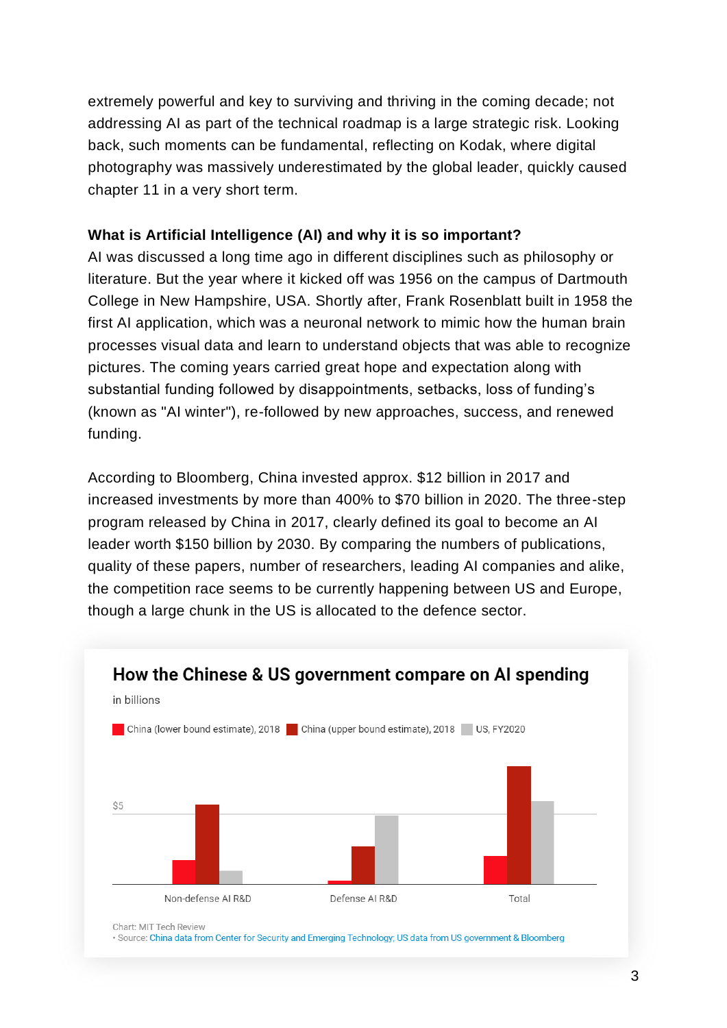extremely powerful and key to surviving and thriving in the coming decade; not addressing AI as part of the technical roadmap is a large strategic risk. Looking back, such moments can be fundamental, reflecting on Kodak, where digital photography was massively underestimated by the global leader, quickly caused chapter 11 in a very short term.

**What is Artificial Intelligence (AI) and why it is so important?**

AI was discussed a long time ago in different disciplines such as philosophy or literature. But the year where it kicked off was 1956 on the campus of Dartmouth College in New Hampshire, USA. Shortly after, Frank Rosenblatt built in 1958 the first AI application, which was a neuronal network to mimic how the human brain processes visual data and learn to understand objects that was able to recognize pictures. The coming years carried great hope and expectation along with substantial funding followed by disappointments, setbacks, loss of funding's (known as "AI winter"), re-followed by new approaches, success, and renewed funding.

According to Bloomberg, China invested approx. $12 billion in 2017 and increased investments by more than 400% to $70 billion in 2020. The three-step program released by China in 2017, clearly defined its goal to become an AI leader worth $150 billion by 2030. By comparing the numbers of publications, quality of these papers, number of researchers, leading AI companies and alike, the competition race seems to be currently happening between US and Europe, though a large chunk in the US is allocated to the defence sector.

**How the Chinese & US government compare on AI spending**

in billions

China (lower bound estimate), 2018 | China (upper bound estimate), 2018 | US, FY2020

$5

Non-defense AI R&D | Defense AI R&D | Total

Chart: MIT Tech Review
• Source: China data from Center for Security and Emerging Technology; US data from US government & Bloomberg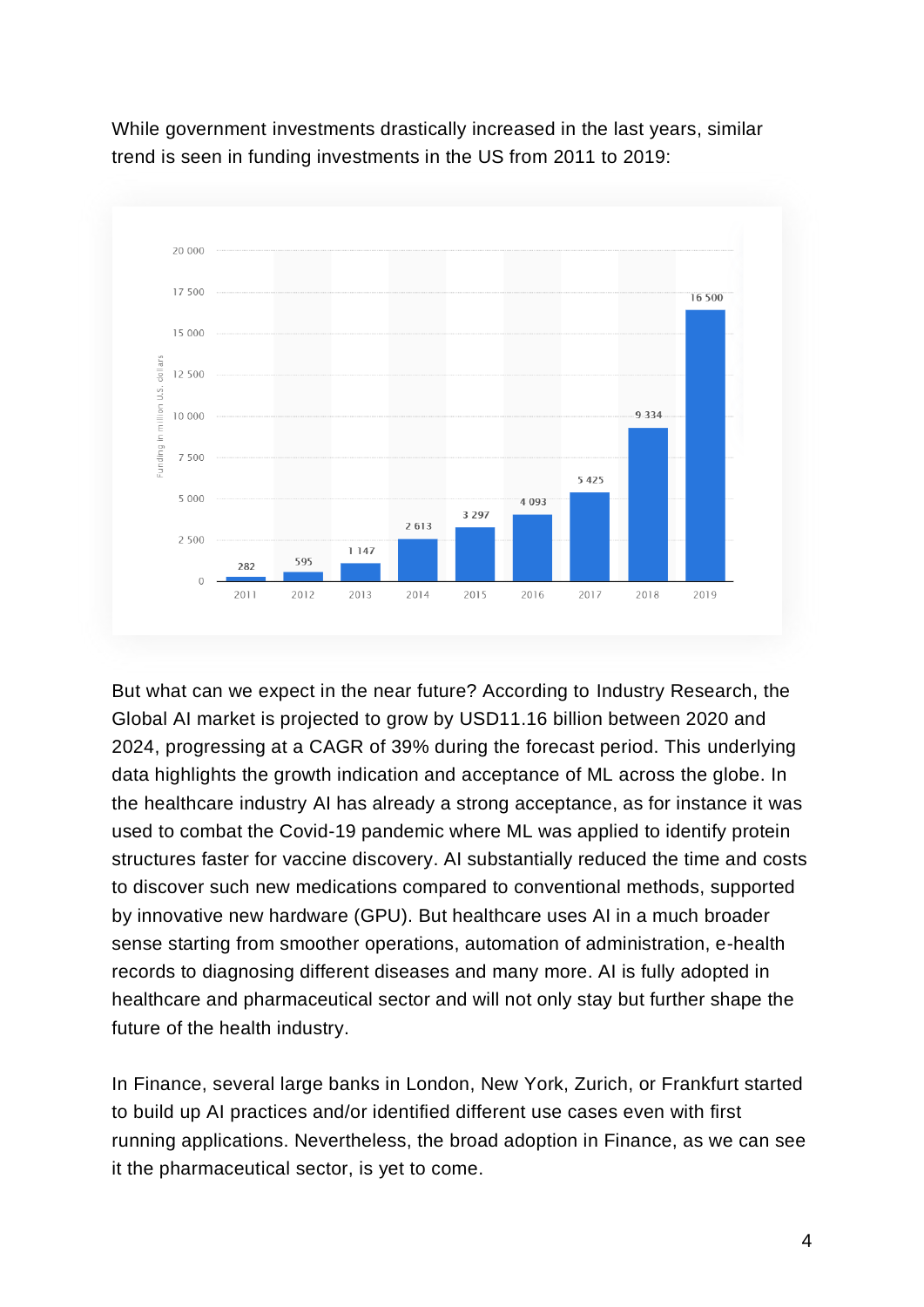While government investments drastically increased in the last years, similar trend is seen in funding investments in the US from 2011 to 2019:

| Year | Funding in million U.S. dollars |
|---|---|
| 2011 | 282 |
| 2012 | 595 |
| 2013 | 1 147 |
| 2014 | 2 613 |
| 2015 | 3 297 |
| 2016 | 4 093 |
| 2017 | 5 425 |
| 2018 | 9 334 |
| 2019 | 16 500 |

But what can we expect in the near future? According to Industry Research, the Global AI market is projected to grow by USD11.16 billion between 2020 and 2024, progressing at a CAGR of 39% during the forecast period. This underlying data highlights the growth indication and acceptance of ML across the globe. In the healthcare industry AI has already a strong acceptance, as for instance it was used to combat the Covid-19 pandemic where ML was applied to identify protein structures faster for vaccine discovery. AI substantially reduced the time and costs to discover such new medications compared to conventional methods, supported by innovative new hardware (GPU). But healthcare uses AI in a much broader sense starting from smoother operations, automation of administration, e-health records to diagnosing different diseases and many more. AI is fully adopted in healthcare and pharmaceutical sector and will not only stay but further shape the future of the health industry.

In Finance, several large banks in London, New York, Zurich, or Frankfurt started to build up AI practices and/or identified different use cases even with first running applications. Nevertheless, the broad adoption in Finance, as we can see it the pharmaceutical sector, is yet to come.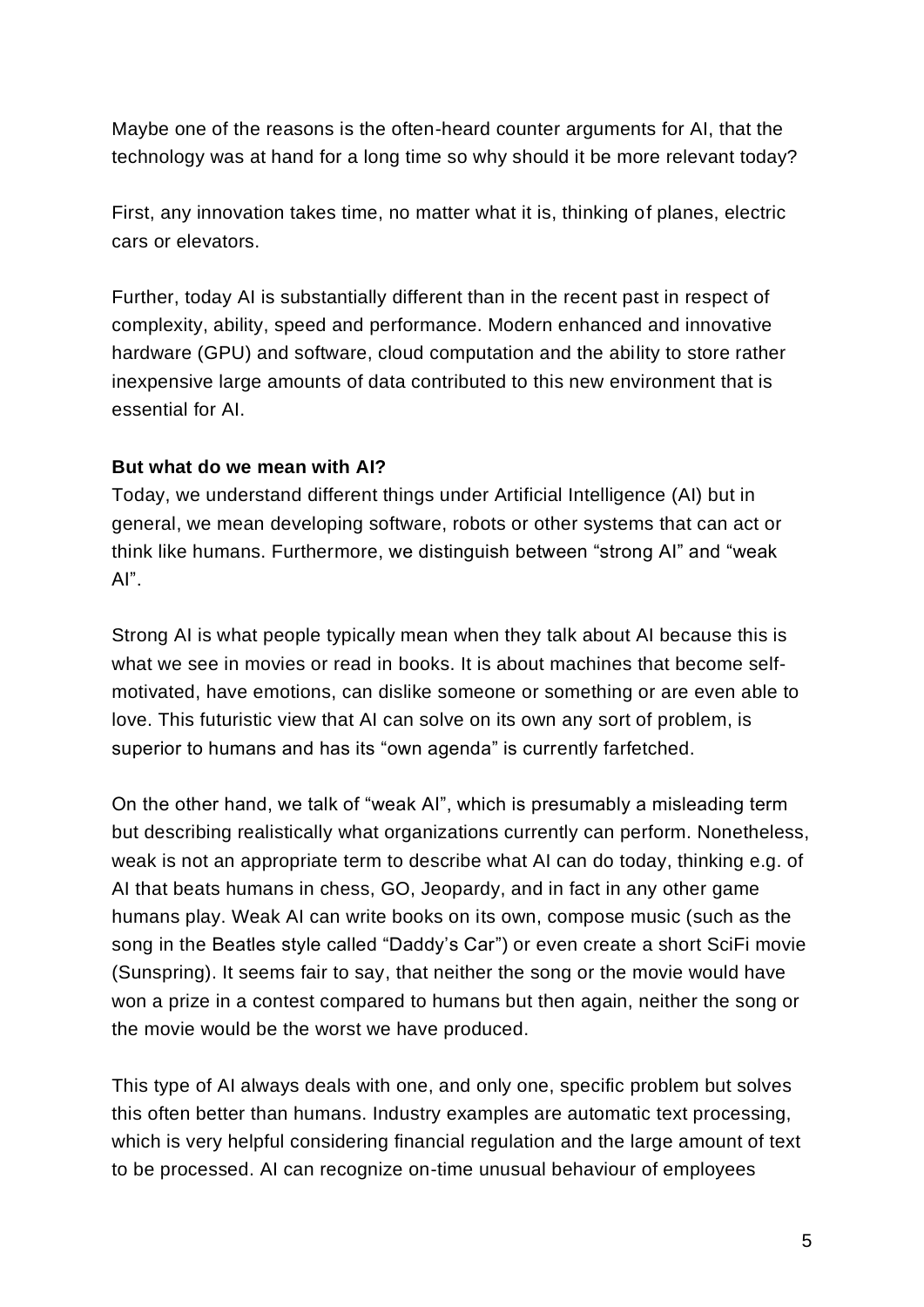Maybe one of the reasons is the often-heard counter arguments for AI, that the technology was at hand for a long time so why should it be more relevant today?

First, any innovation takes time, no matter what it is, thinking of planes, electric cars or elevators.

Further, today AI is substantially different than in the recent past in respect of complexity, ability, speed and performance. Modern enhanced and innovative hardware (GPU) and software, cloud computation and the ability to store rather inexpensive large amounts of data contributed to this new environment that is essential for AI.

**But what do we mean with AI?**

Today, we understand different things under Artificial Intelligence (AI) but in general, we mean developing software, robots or other systems that can act or think like humans. Furthermore, we distinguish between “strong AI” and “weak AI”.

Strong AI is what people typically mean when they talk about AI because this is what we see in movies or read in books. It is about machines that become self-motivated, have emotions, can dislike someone or something or are even able to love. This futuristic view that AI can solve on its own any sort of problem, is superior to humans and has its “own agenda” is currently farfetched.

On the other hand, we talk of “weak AI”, which is presumably a misleading term but describing realistically what organizations currently can perform. Nonetheless, weak is not an appropriate term to describe what AI can do today, thinking e.g. of AI that beats humans in chess, GO, Jeopardy, and in fact in any other game humans play. Weak AI can write books on its own, compose music (such as the song in the Beatles style called “Daddy’s Car”) or even create a short SciFi movie (Sunspring). It seems fair to say, that neither the song or the movie would have won a prize in a contest compared to humans but then again, neither the song or the movie would be the worst we have produced.

This type of AI always deals with one, and only one, specific problem but solves this often better than humans. Industry examples are automatic text processing, which is very helpful considering financial regulation and the large amount of text to be processed. AI can recognize on-time unusual behaviour of employees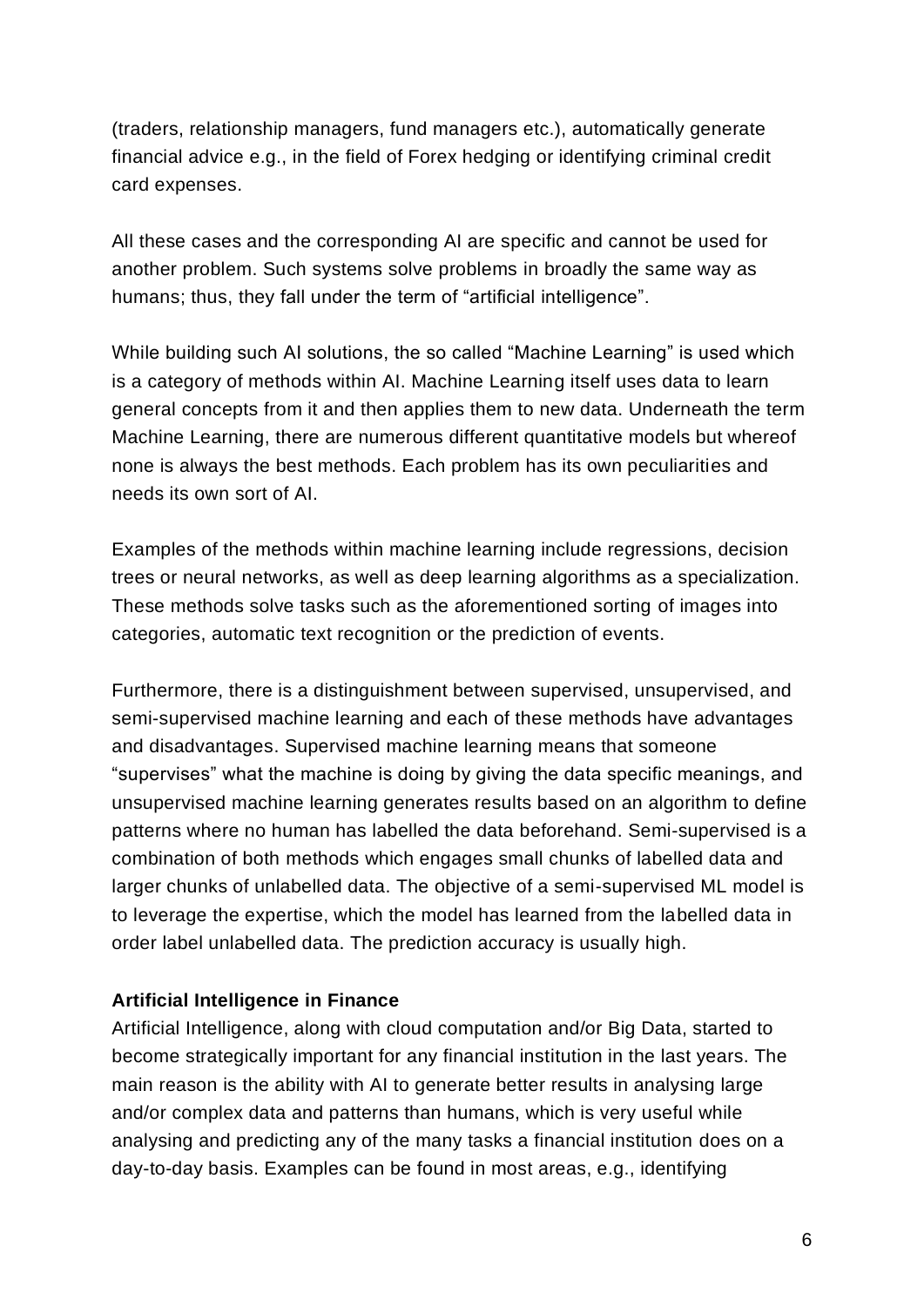(traders, relationship managers, fund managers etc.), automatically generate financial advice e.g., in the field of Forex hedging or identifying criminal credit card expenses.

All these cases and the corresponding AI are specific and cannot be used for another problem. Such systems solve problems in broadly the same way as humans; thus, they fall under the term of “artificial intelligence”.

While building such AI solutions, the so called “Machine Learning” is used which is a category of methods within AI. Machine Learning itself uses data to learn general concepts from it and then applies them to new data. Underneath the term Machine Learning, there are numerous different quantitative models but whereof none is always the best methods. Each problem has its own peculiarities and needs its own sort of AI.

Examples of the methods within machine learning include regressions, decision trees or neural networks, as well as deep learning algorithms as a specialization. These methods solve tasks such as the aforementioned sorting of images into categories, automatic text recognition or the prediction of events.

Furthermore, there is a distinguishment between supervised, unsupervised, and semi-supervised machine learning and each of these methods have advantages and disadvantages. Supervised machine learning means that someone “supervises” what the machine is doing by giving the data specific meanings, and unsupervised machine learning generates results based on an algorithm to define patterns where no human has labelled the data beforehand. Semi-supervised is a combination of both methods which engages small chunks of labelled data and larger chunks of unlabelled data. The objective of a semi-supervised ML model is to leverage the expertise, which the model has learned from the labelled data in order label unlabelled data. The prediction accuracy is usually high.

**Artificial Intelligence in Finance**

Artificial Intelligence, along with cloud computation and/or Big Data, started to become strategically important for any financial institution in the last years. The main reason is the ability with AI to generate better results in analysing large and/or complex data and patterns than humans, which is very useful while analysing and predicting any of the many tasks a financial institution does on a day-to-day basis. Examples can be found in most areas, e.g., identifying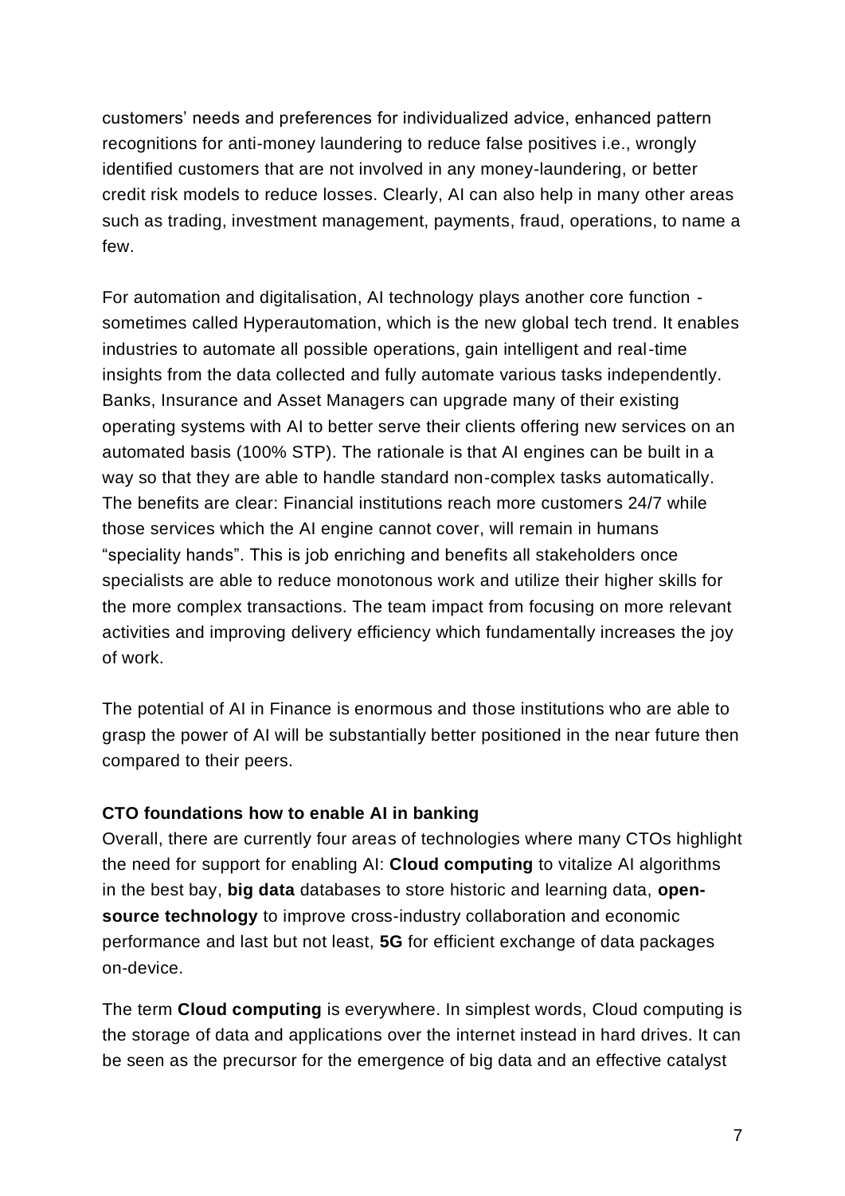customers' needs and preferences for individualized advice, enhanced pattern recognitions for anti-money laundering to reduce false positives i.e., wrongly identified customers that are not involved in any money-laundering, or better credit risk models to reduce losses. Clearly, AI can also help in many other areas such as trading, investment management, payments, fraud, operations, to name a few.

For automation and digitalisation, AI technology plays another core function - sometimes called Hyperautomation, which is the new global tech trend. It enables industries to automate all possible operations, gain intelligent and real-time insights from the data collected and fully automate various tasks independently. Banks, Insurance and Asset Managers can upgrade many of their existing operating systems with AI to better serve their clients offering new services on an automated basis (100% STP). The rationale is that AI engines can be built in a way so that they are able to handle standard non-complex tasks automatically. The benefits are clear: Financial institutions reach more customers 24/7 while those services which the AI engine cannot cover, will remain in humans "speciality hands". This is job enriching and benefits all stakeholders once specialists are able to reduce monotonous work and utilize their higher skills for the more complex transactions. The team impact from focusing on more relevant activities and improving delivery efficiency which fundamentally increases the joy of work.

The potential of AI in Finance is enormous and those institutions who are able to grasp the power of AI will be substantially better positioned in the near future then compared to their peers.

**CTO foundations how to enable AI in banking**

Overall, there are currently four areas of technologies where many CTOs highlight the need for support for enabling AI: **Cloud computing** to vitalize AI algorithms in the best bay, **big data** databases to store historic and learning data, **open-source technology** to improve cross-industry collaboration and economic performance and last but not least, **5G** for efficient exchange of data packages on-device.

The term **Cloud computing** is everywhere. In simplest words, Cloud computing is the storage of data and applications over the internet instead in hard drives. It can be seen as the precursor for the emergence of big data and an effective catalyst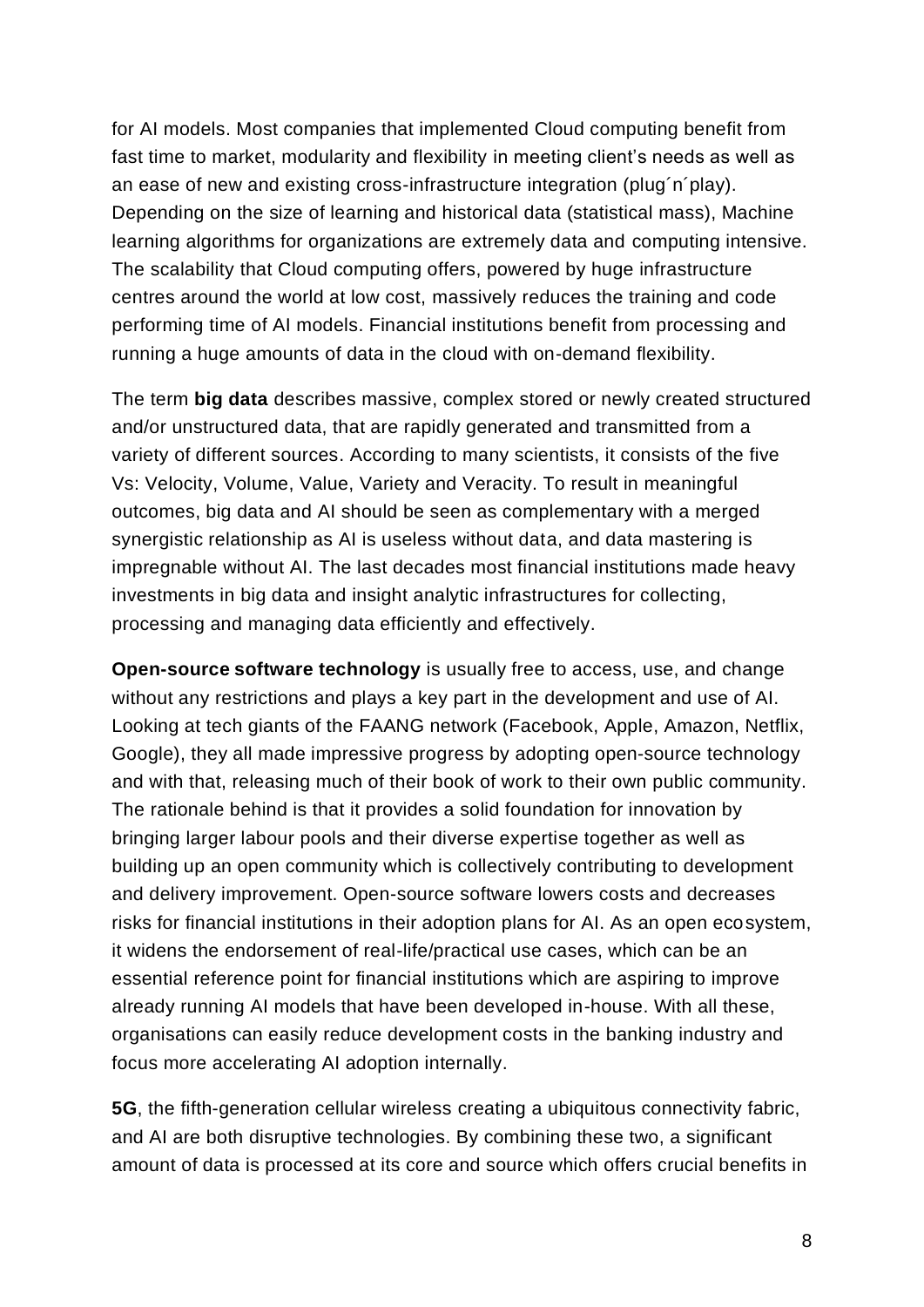for AI models. Most companies that implemented Cloud computing benefit from fast time to market, modularity and flexibility in meeting client's needs as well as an ease of new and existing cross-infrastructure integration (plug´n´play). Depending on the size of learning and historical data (statistical mass), Machine learning algorithms for organizations are extremely data and computing intensive. The scalability that Cloud computing offers, powered by huge infrastructure centres around the world at low cost, massively reduces the training and code performing time of AI models. Financial institutions benefit from processing and running a huge amounts of data in the cloud with on-demand flexibility.

The term **big data** describes massive, complex stored or newly created structured and/or unstructured data, that are rapidly generated and transmitted from a variety of different sources. According to many scientists, it consists of the five Vs: Velocity, Volume, Value, Variety and Veracity. To result in meaningful outcomes, big data and AI should be seen as complementary with a merged synergistic relationship as AI is useless without data, and data mastering is impregnable without AI. The last decades most financial institutions made heavy investments in big data and insight analytic infrastructures for collecting, processing and managing data efficiently and effectively.

**Open-source software technology** is usually free to access, use, and change without any restrictions and plays a key part in the development and use of AI. Looking at tech giants of the FAANG network (Facebook, Apple, Amazon, Netflix, Google), they all made impressive progress by adopting open-source technology and with that, releasing much of their book of work to their own public community. The rationale behind is that it provides a solid foundation for innovation by bringing larger labour pools and their diverse expertise together as well as building up an open community which is collectively contributing to development and delivery improvement. Open-source software lowers costs and decreases risks for financial institutions in their adoption plans for AI. As an open ecosystem, it widens the endorsement of real-life/practical use cases, which can be an essential reference point for financial institutions which are aspiring to improve already running AI models that have been developed in-house. With all these, organisations can easily reduce development costs in the banking industry and focus more accelerating AI adoption internally.

**5G**, the fifth-generation cellular wireless creating a ubiquitous connectivity fabric, and AI are both disruptive technologies. By combining these two, a significant amount of data is processed at its core and source which offers crucial benefits in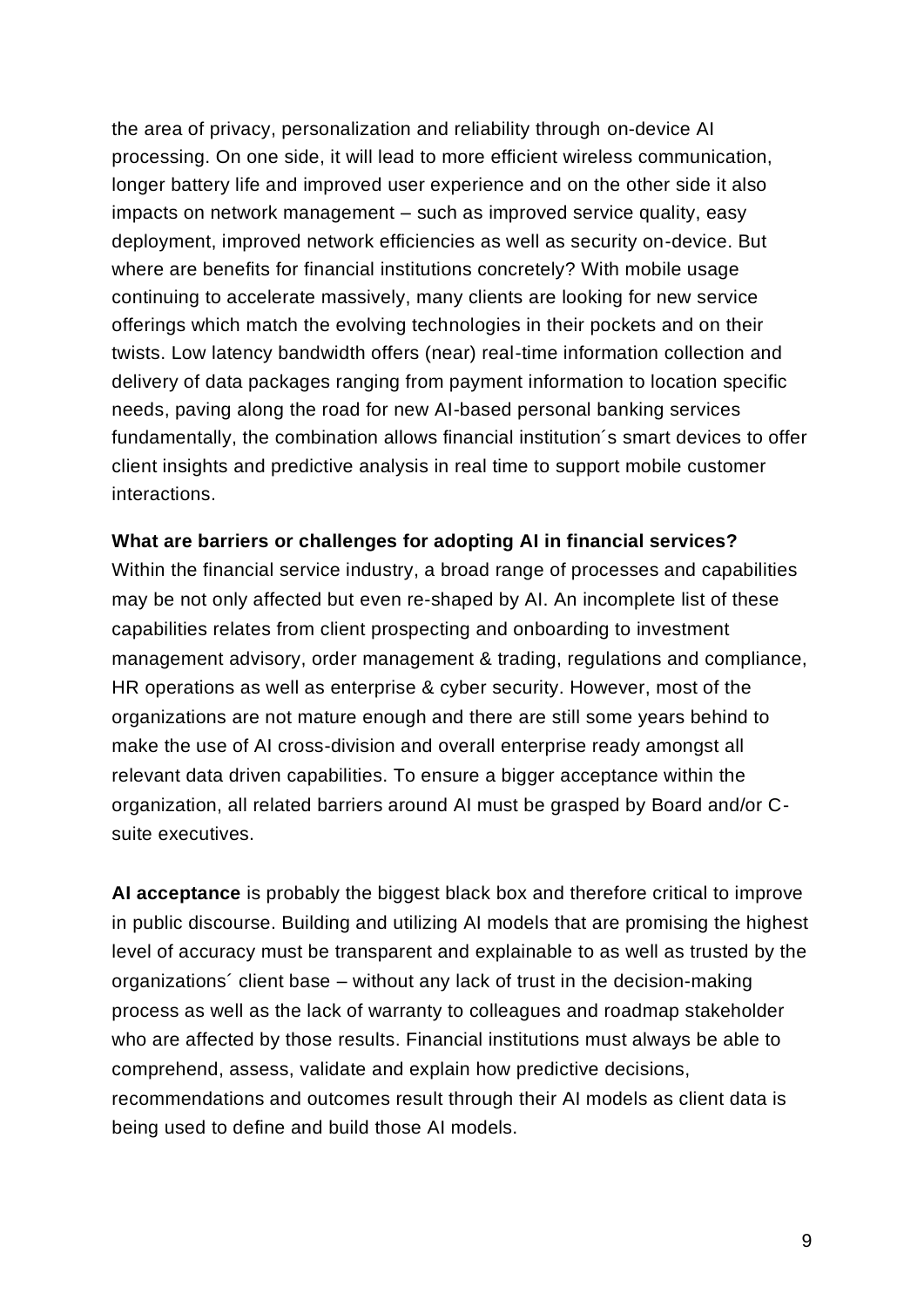the area of privacy, personalization and reliability through on-device AI processing. On one side, it will lead to more efficient wireless communication, longer battery life and improved user experience and on the other side it also impacts on network management – such as improved service quality, easy deployment, improved network efficiencies as well as security on-device. But where are benefits for financial institutions concretely? With mobile usage continuing to accelerate massively, many clients are looking for new service offerings which match the evolving technologies in their pockets and on their twists. Low latency bandwidth offers (near) real-time information collection and delivery of data packages ranging from payment information to location specific needs, paving along the road for new AI-based personal banking services fundamentally, the combination allows financial institution´s smart devices to offer client insights and predictive analysis in real time to support mobile customer interactions.

**What are barriers or challenges for adopting AI in financial services?**
Within the financial service industry, a broad range of processes and capabilities may be not only affected but even re-shaped by AI. An incomplete list of these capabilities relates from client prospecting and onboarding to investment management advisory, order management & trading, regulations and compliance, HR operations as well as enterprise & cyber security. However, most of the organizations are not mature enough and there are still some years behind to make the use of AI cross-division and overall enterprise ready amongst all relevant data driven capabilities. To ensure a bigger acceptance within the organization, all related barriers around AI must be grasped by Board and/or C-suite executives.

**AI acceptance** is probably the biggest black box and therefore critical to improve in public discourse. Building and utilizing AI models that are promising the highest level of accuracy must be transparent and explainable to as well as trusted by the organizations´ client base – without any lack of trust in the decision-making process as well as the lack of warranty to colleagues and roadmap stakeholder who are affected by those results. Financial institutions must always be able to comprehend, assess, validate and explain how predictive decisions, recommendations and outcomes result through their AI models as client data is being used to define and build those AI models.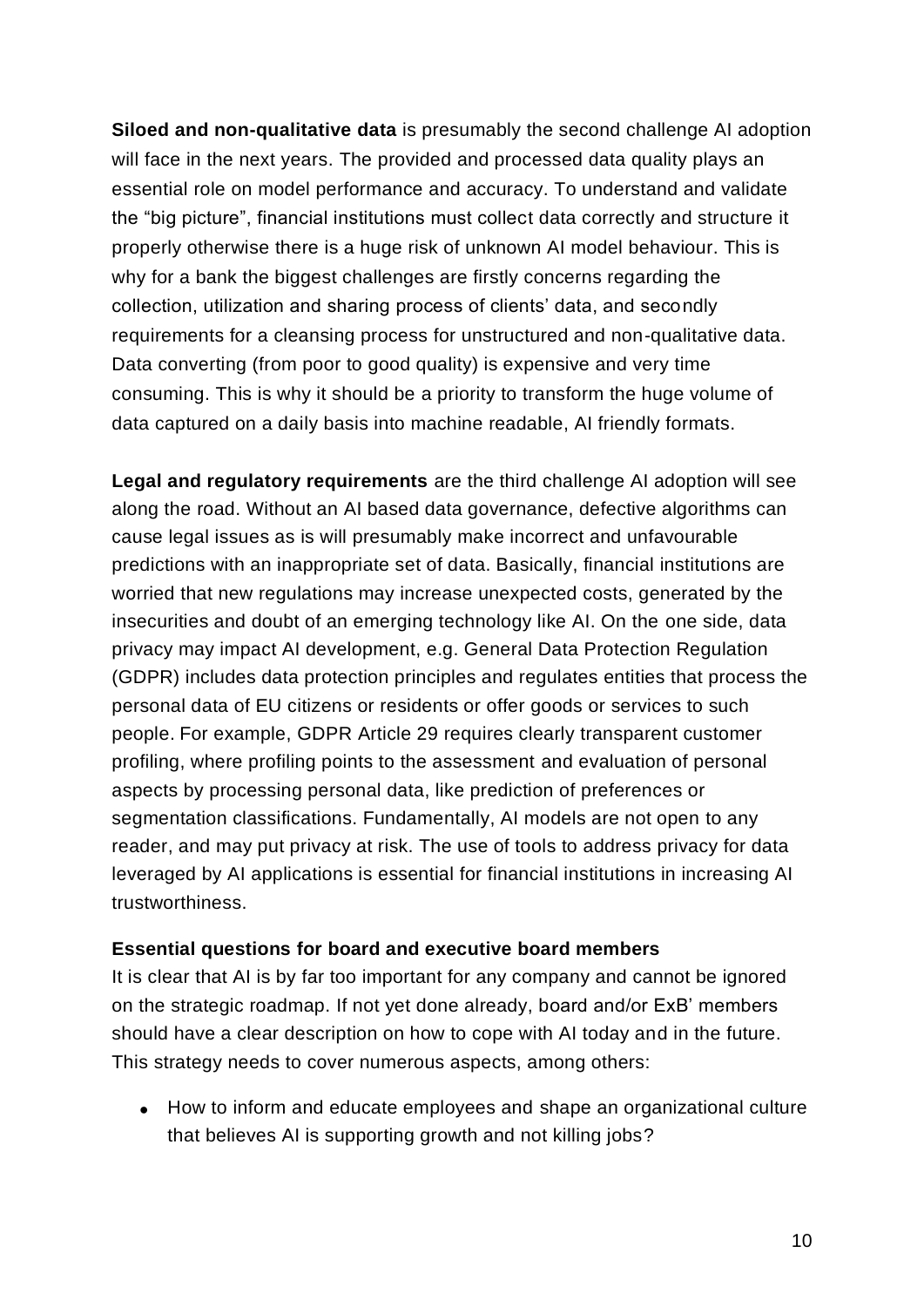**Siloed and non-qualitative data** is presumably the second challenge AI adoption will face in the next years. The provided and processed data quality plays an essential role on model performance and accuracy. To understand and validate the "big picture", financial institutions must collect data correctly and structure it properly otherwise there is a huge risk of unknown AI model behaviour. This is why for a bank the biggest challenges are firstly concerns regarding the collection, utilization and sharing process of clients' data, and secondly requirements for a cleansing process for unstructured and non-qualitative data. Data converting (from poor to good quality) is expensive and very time consuming. This is why it should be a priority to transform the huge volume of data captured on a daily basis into machine readable, AI friendly formats.

**Legal and regulatory requirements** are the third challenge AI adoption will see along the road. Without an AI based data governance, defective algorithms can cause legal issues as is will presumably make incorrect and unfavourable predictions with an inappropriate set of data. Basically, financial institutions are worried that new regulations may increase unexpected costs, generated by the insecurities and doubt of an emerging technology like AI. On the one side, data privacy may impact AI development, e.g. General Data Protection Regulation (GDPR) includes data protection principles and regulates entities that process the personal data of EU citizens or residents or offer goods or services to such people. For example, GDPR Article 29 requires clearly transparent customer profiling, where profiling points to the assessment and evaluation of personal aspects by processing personal data, like prediction of preferences or segmentation classifications. Fundamentally, AI models are not open to any reader, and may put privacy at risk. The use of tools to address privacy for data leveraged by AI applications is essential for financial institutions in increasing AI trustworthiness.

**Essential questions for board and executive board members**

It is clear that AI is by far too important for any company and cannot be ignored on the strategic roadmap. If not yet done already, board and/or ExB' members should have a clear description on how to cope with AI today and in the future. This strategy needs to cover numerous aspects, among others:

- How to inform and educate employees and shape an organizational culture that believes AI is supporting growth and not killing jobs?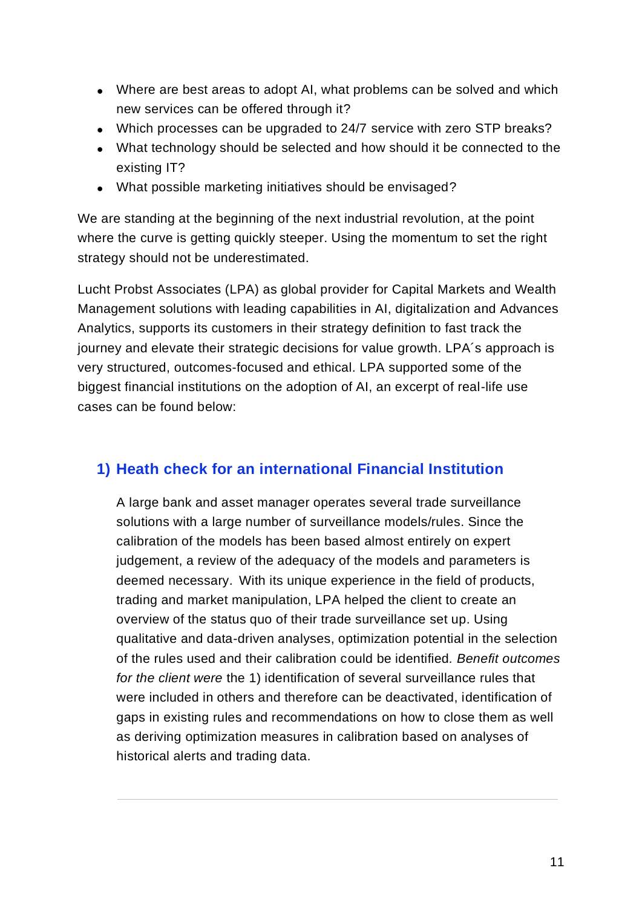- Where are best areas to adopt AI, what problems can be solved and which new services can be offered through it?
- Which processes can be upgraded to 24/7 service with zero STP breaks?
- What technology should be selected and how should it be connected to the existing IT?
- What possible marketing initiatives should be envisaged?

We are standing at the beginning of the next industrial revolution, at the point where the curve is getting quickly steeper. Using the momentum to set the right strategy should not be underestimated.

Lucht Probst Associates (LPA) as global provider for Capital Markets and Wealth Management solutions with leading capabilities in AI, digitalization and Advances Analytics, supports its customers in their strategy definition to fast track the journey and elevate their strategic decisions for value growth. LPA´s approach is very structured, outcomes-focused and ethical. LPA supported some of the biggest financial institutions on the adoption of AI, an excerpt of real-life use cases can be found below:

## 1) Heath check for an international Financial Institution

A large bank and asset manager operates several trade surveillance solutions with a large number of surveillance models/rules. Since the calibration of the models has been based almost entirely on expert judgement, a review of the adequacy of the models and parameters is deemed necessary. With its unique experience in the field of products, trading and market manipulation, LPA helped the client to create an overview of the status quo of their trade surveillance set up. Using qualitative and data-driven analyses, optimization potential in the selection of the rules used and their calibration could be identified. *Benefit outcomes for the client were* the 1) identification of several surveillance rules that were included in others and therefore can be deactivated, identification of gaps in existing rules and recommendations on how to close them as well as deriving optimization measures in calibration based on analyses of historical alerts and trading data.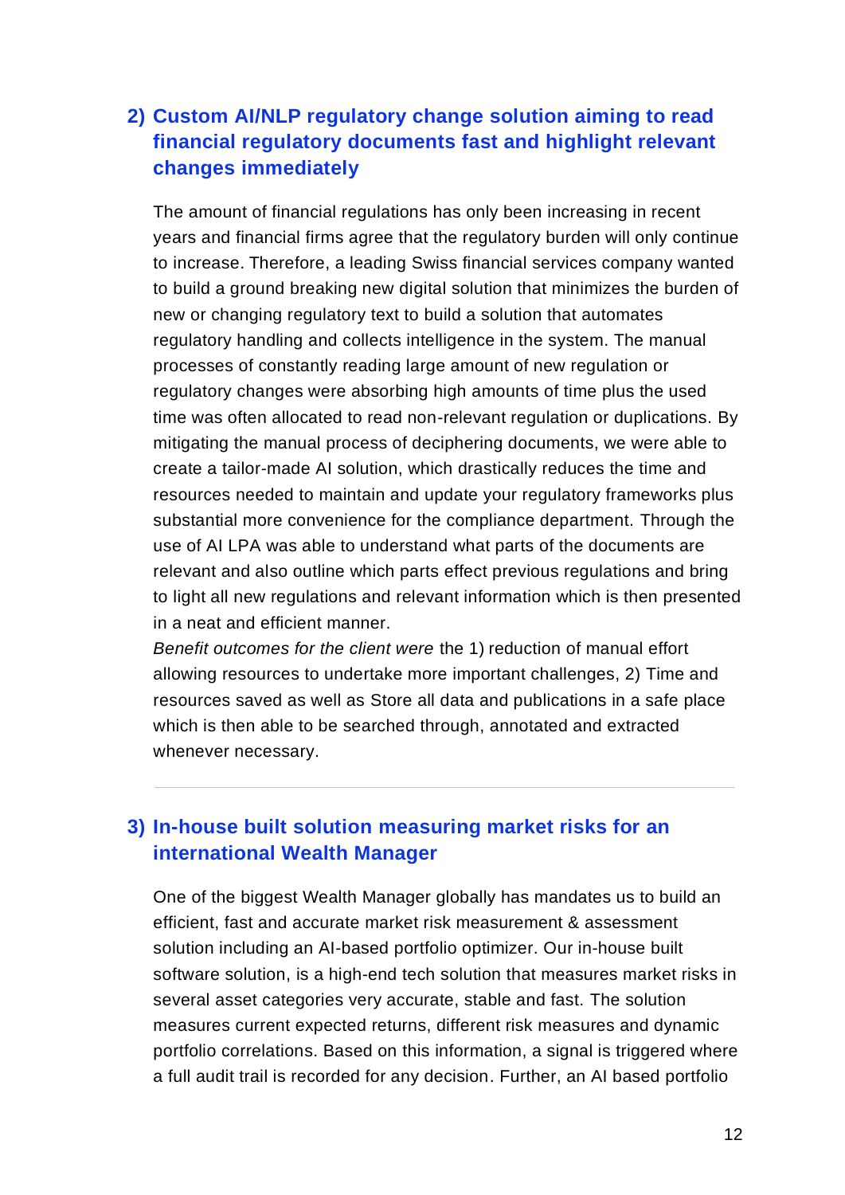## 2) Custom AI/NLP regulatory change solution aiming to read financial regulatory documents fast and highlight relevant changes immediately

The amount of financial regulations has only been increasing in recent years and financial firms agree that the regulatory burden will only continue to increase. Therefore, a leading Swiss financial services company wanted to build a ground breaking new digital solution that minimizes the burden of new or changing regulatory text to build a solution that automates regulatory handling and collects intelligence in the system. The manual processes of constantly reading large amount of new regulation or regulatory changes were absorbing high amounts of time plus the used time was often allocated to read non-relevant regulation or duplications. By mitigating the manual process of deciphering documents, we were able to create a tailor-made AI solution, which drastically reduces the time and resources needed to maintain and update your regulatory frameworks plus substantial more convenience for the compliance department. Through the use of AI LPA was able to understand what parts of the documents are relevant and also outline which parts effect previous regulations and bring to light all new regulations and relevant information which is then presented in a neat and efficient manner.

*Benefit outcomes for the client were* the 1) reduction of manual effort allowing resources to undertake more important challenges, 2) Time and resources saved as well as Store all data and publications in a safe place which is then able to be searched through, annotated and extracted whenever necessary.

---

## 3) In-house built solution measuring market risks for an international Wealth Manager

One of the biggest Wealth Manager globally has mandates us to build an efficient, fast and accurate market risk measurement & assessment solution including an AI-based portfolio optimizer. Our in-house built software solution, is a high-end tech solution that measures market risks in several asset categories very accurate, stable and fast. The solution measures current expected returns, different risk measures and dynamic portfolio correlations. Based on this information, a signal is triggered where a full audit trail is recorded for any decision. Further, an AI based portfolio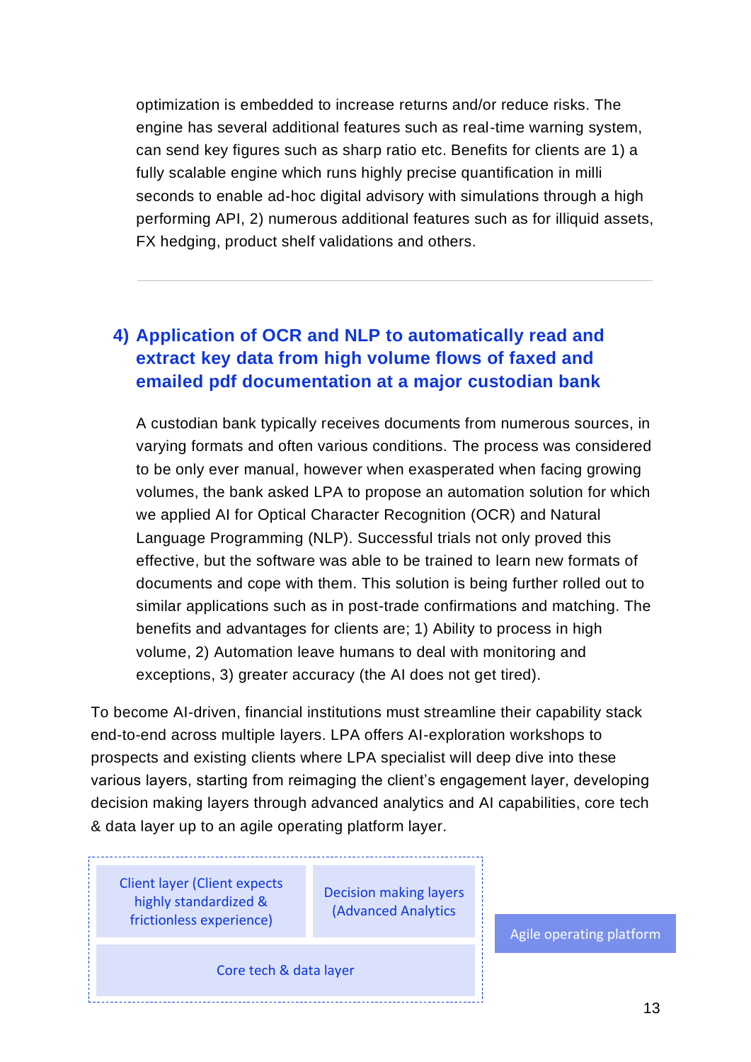optimization is embedded to increase returns and/or reduce risks. The engine has several additional features such as real-time warning system, can send key figures such as sharp ratio etc. Benefits for clients are 1) a fully scalable engine which runs highly precise quantification in milli seconds to enable ad-hoc digital advisory with simulations through a high performing API, 2) numerous additional features such as for illiquid assets, FX hedging, product shelf validations and others.

---

### 4) Application of OCR and NLP to automatically read and extract key data from high volume flows of faxed and emailed pdf documentation at a major custodian bank

A custodian bank typically receives documents from numerous sources, in varying formats and often various conditions. The process was considered to be only ever manual, however when exasperated when facing growing volumes, the bank asked LPA to propose an automation solution for which we applied AI for Optical Character Recognition (OCR) and Natural Language Programming (NLP). Successful trials not only proved this effective, but the software was able to be trained to learn new formats of documents and cope with them. This solution is being further rolled out to similar applications such as in post-trade confirmations and matching. The benefits and advantages for clients are; 1) Ability to process in high volume, 2) Automation leave humans to deal with monitoring and exceptions, 3) greater accuracy (the AI does not get tired).

To become AI-driven, financial institutions must streamline their capability stack end-to-end across multiple layers. LPA offers AI-exploration workshops to prospects and existing clients where LPA specialist will deep dive into these various layers, starting from reimaging the client's engagement layer, developing decision making layers through advanced analytics and AI capabilities, core tech & data layer up to an agile operating platform layer.

Client layer (Client expects highly standardized & frictionless experience)

Decision making layers (Advanced Analytics

Core tech & data layer

Agile operating platform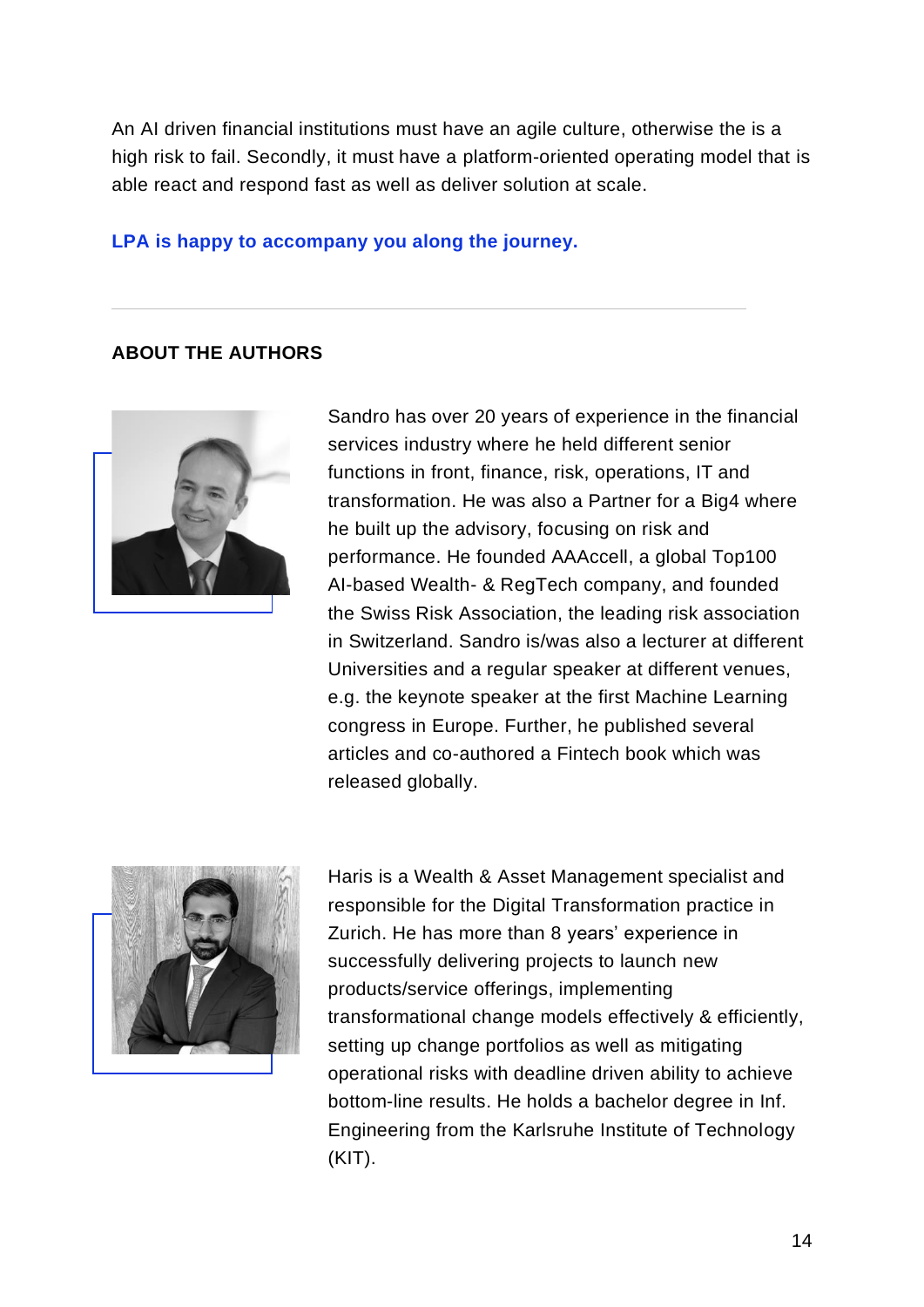An AI driven financial institutions must have an agile culture, otherwise the is a high risk to fail. Secondly, it must have a platform-oriented operating model that is able react and respond fast as well as deliver solution at scale.

**LPA is happy to accompany you along the journey.**

---

## ABOUT THE AUTHORS

Sandro has over 20 years of experience in the financial services industry where he held different senior functions in front, finance, risk, operations, IT and transformation. He was also a Partner for a Big4 where he built up the advisory, focusing on risk and performance. He founded AAAccell, a global Top100 AI-based Wealth- & RegTech company, and founded the Swiss Risk Association, the leading risk association in Switzerland. Sandro is/was also a lecturer at different Universities and a regular speaker at different venues, e.g. the keynote speaker at the first Machine Learning congress in Europe. Further, he published several articles and co-authored a Fintech book which was released globally.

Haris is a Wealth & Asset Management specialist and responsible for the Digital Transformation practice in Zurich. He has more than 8 years' experience in successfully delivering projects to launch new products/service offerings, implementing transformational change models effectively & efficiently, setting up change portfolios as well as mitigating operational risks with deadline driven ability to achieve bottom-line results. He holds a bachelor degree in Inf. Engineering from the Karlsruhe Institute of Technology (KIT).